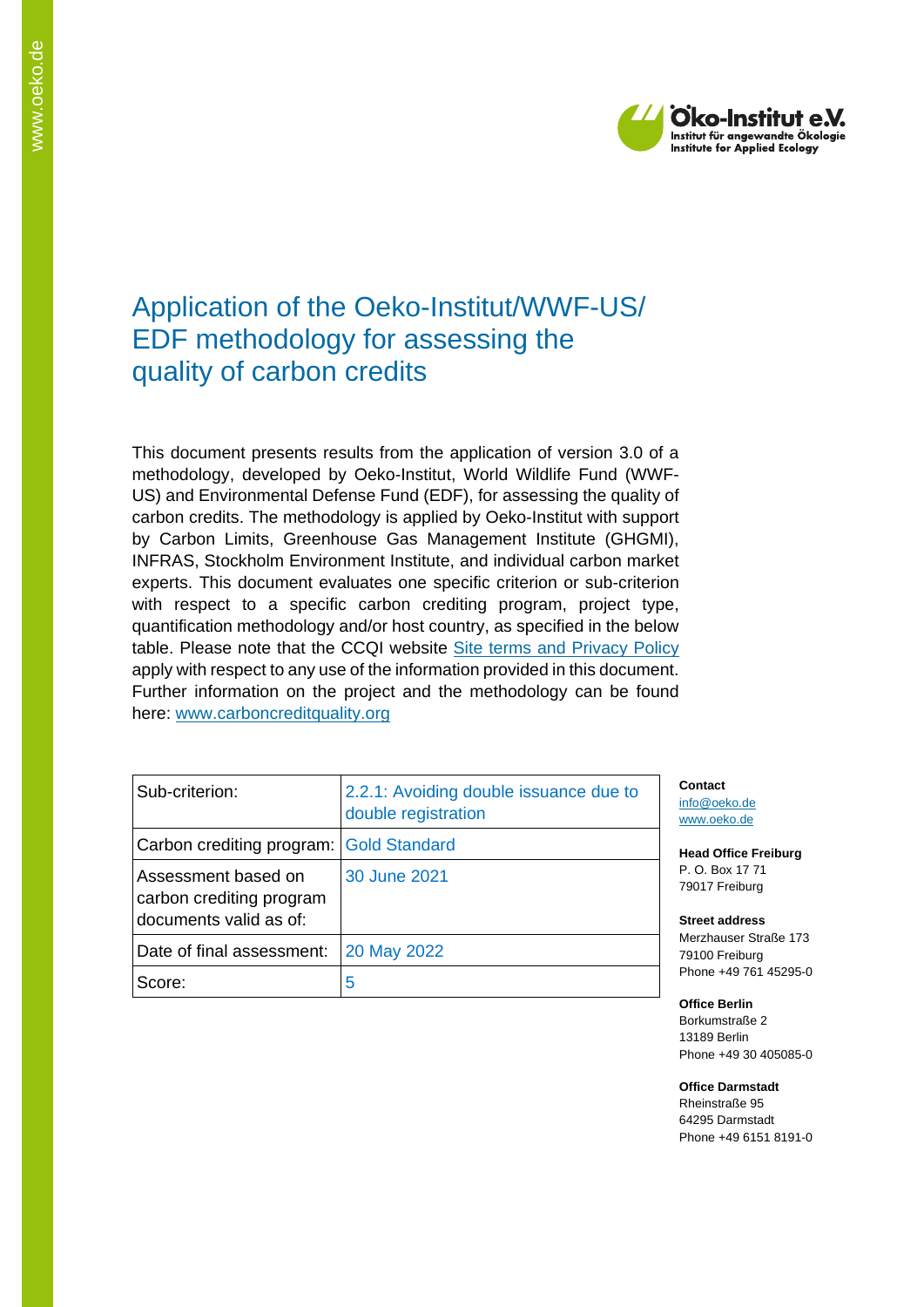# Application of the Oeko-Institut/WWF-US/ EDF methodology for assessing the quality of carbon credits

This document presents results from the application of version 3.0 of a methodology, developed by Oeko-Institut, World Wildlife Fund (WWF-US) and Environmental Defense Fund (EDF), for assessing the quality of carbon credits. The methodology is applied by Oeko-Institut with support by Carbon Limits, Greenhouse Gas Management Institute (GHGMI), INFRAS, Stockholm Environment Institute, and individual carbon market experts. This document evaluates one specific criterion or sub-criterion with respect to a specific carbon crediting program, project type, quantification methodology and/or host country, as specified in the below table. Please note that the CCQI website Site terms and Privacy Policy apply with respect to any use of the information provided in this document. Further information on the project and the methodology can be found here: www.carboncreditquality.org

| Sub-criterion: | 2.2.1: Avoiding double issuance due to double registration |
|---|---|
| Carbon crediting program: | Gold Standard |
| Assessment based on carbon crediting program documents valid as of: | 30 June 2021 |
| Date of final assessment: | 20 May 2022 |
| Score: | 5 |

**Contact**
info@oeko.de
www.oeko.de

**Head Office Freiburg**
P. O. Box 17 71
79017 Freiburg

**Street address**
Merzhauser Straße 173
79100 Freiburg
Phone +49 761 45295-0

**Office Berlin**
Borkumstraße 2
13189 Berlin
Phone +49 30 405085-0

**Office Darmstadt**
Rheinstraße 95
64295 Darmstadt
Phone +49 6151 8191-0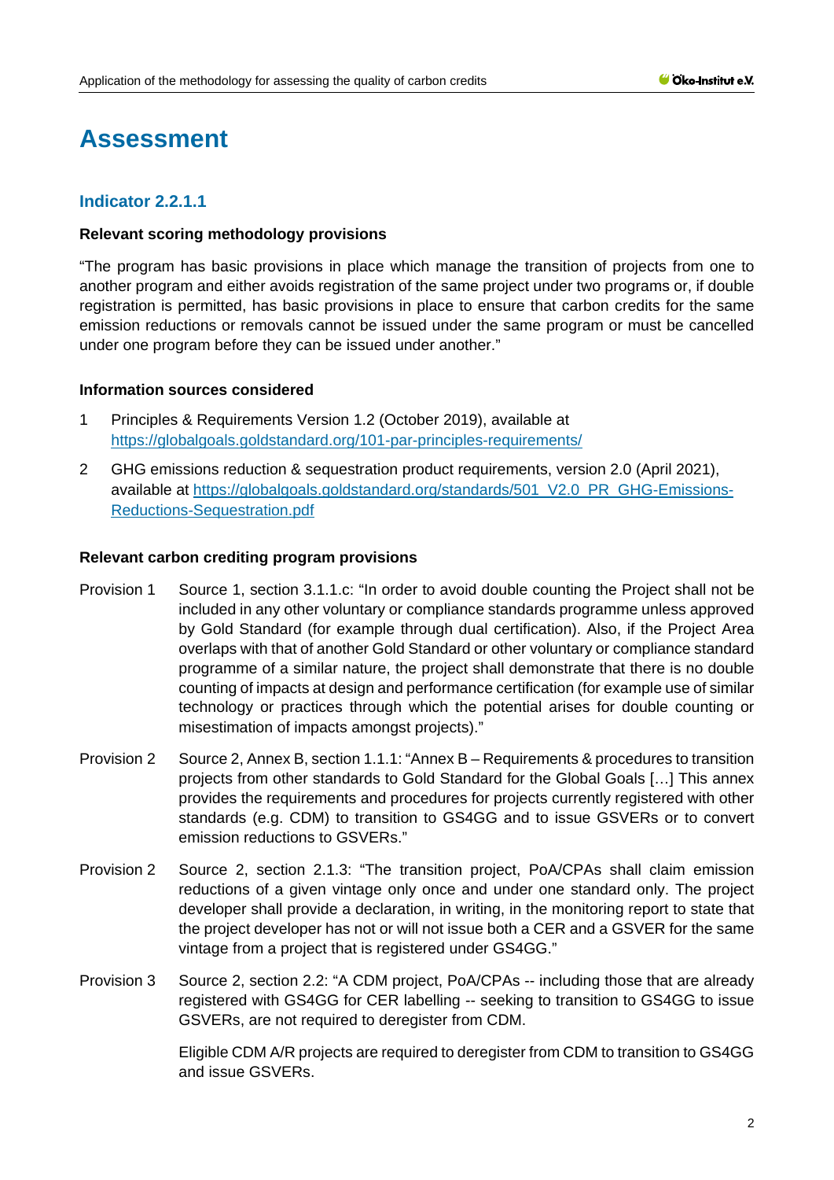# Assessment

## Indicator 2.2.1.1

**Relevant scoring methodology provisions**

"The program has basic provisions in place which manage the transition of projects from one to another program and either avoids registration of the same project under two programs or, if double registration is permitted, has basic provisions in place to ensure that carbon credits for the same emission reductions or removals cannot be issued under the same program or must be cancelled under one program before they can be issued under another."

**Information sources considered**

1. Principles & Requirements Version 1.2 (October 2019), available at https://globalgoals.goldstandard.org/101-par-principles-requirements/
2. GHG emissions reduction & sequestration product requirements, version 2.0 (April 2021), available at https://globalgoals.goldstandard.org/standards/501_V2.0_PR_GHG-Emissions-Reductions-Sequestration.pdf

**Relevant carbon crediting program provisions**

Provision 1 Source 1, section 3.1.1.c: "In order to avoid double counting the Project shall not be included in any other voluntary or compliance standards programme unless approved by Gold Standard (for example through dual certification). Also, if the Project Area overlaps with that of another Gold Standard or other voluntary or compliance standard programme of a similar nature, the project shall demonstrate that there is no double counting of impacts at design and performance certification (for example use of similar technology or practices through which the potential arises for double counting or misestimation of impacts amongst projects)."

Provision 2 Source 2, Annex B, section 1.1.1: "Annex B – Requirements & procedures to transition projects from other standards to Gold Standard for the Global Goals […] This annex provides the requirements and procedures for projects currently registered with other standards (e.g. CDM) to transition to GS4GG and to issue GSVERs or to convert emission reductions to GSVERs."

Provision 2 Source 2, section 2.1.3: "The transition project, PoA/CPAs shall claim emission reductions of a given vintage only once and under one standard only. The project developer shall provide a declaration, in writing, in the monitoring report to state that the project developer has not or will not issue both a CER and a GSVER for the same vintage from a project that is registered under GS4GG."

Provision 3 Source 2, section 2.2: "A CDM project, PoA/CPAs -- including those that are already registered with GS4GG for CER labelling -- seeking to transition to GS4GG to issue GSVERs, are not required to deregister from CDM.

Eligible CDM A/R projects are required to deregister from CDM to transition to GS4GG and issue GSVERs.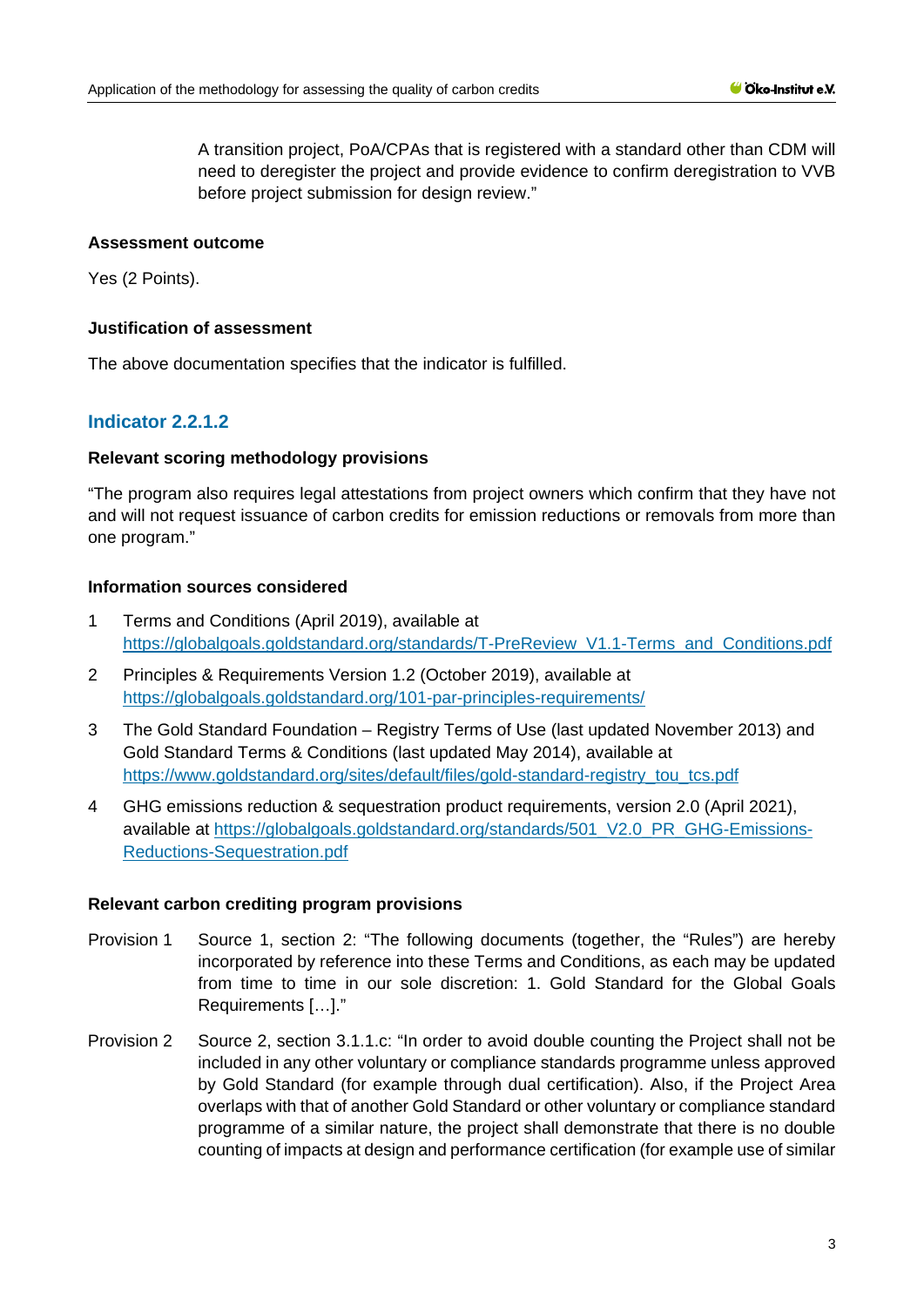A transition project, PoA/CPAs that is registered with a standard other than CDM will need to deregister the project and provide evidence to confirm deregistration to VVB before project submission for design review."

**Assessment outcome**

Yes (2 Points).

**Justification of assessment**

The above documentation specifies that the indicator is fulfilled.

### Indicator 2.2.1.2

**Relevant scoring methodology provisions**

"The program also requires legal attestations from project owners which confirm that they have not and will not request issuance of carbon credits for emission reductions or removals from more than one program."

**Information sources considered**

1. Terms and Conditions (April 2019), available at https://globalgoals.goldstandard.org/standards/T-PreReview_V1.1-Terms_and_Conditions.pdf
2. Principles & Requirements Version 1.2 (October 2019), available at https://globalgoals.goldstandard.org/101-par-principles-requirements/
3. The Gold Standard Foundation – Registry Terms of Use (last updated November 2013) and Gold Standard Terms & Conditions (last updated May 2014), available at https://www.goldstandard.org/sites/default/files/gold-standard-registry_tou_tcs.pdf
4. GHG emissions reduction & sequestration product requirements, version 2.0 (April 2021), available at https://globalgoals.goldstandard.org/standards/501_V2.0_PR_GHG-Emissions-Reductions-Sequestration.pdf

**Relevant carbon crediting program provisions**

Provision 1 Source 1, section 2: "The following documents (together, the "Rules") are hereby incorporated by reference into these Terms and Conditions, as each may be updated from time to time in our sole discretion: 1. Gold Standard for the Global Goals Requirements […]."

Provision 2 Source 2, section 3.1.1.c: "In order to avoid double counting the Project shall not be included in any other voluntary or compliance standards programme unless approved by Gold Standard (for example through dual certification). Also, if the Project Area overlaps with that of another Gold Standard or other voluntary or compliance standard programme of a similar nature, the project shall demonstrate that there is no double counting of impacts at design and performance certification (for example use of similar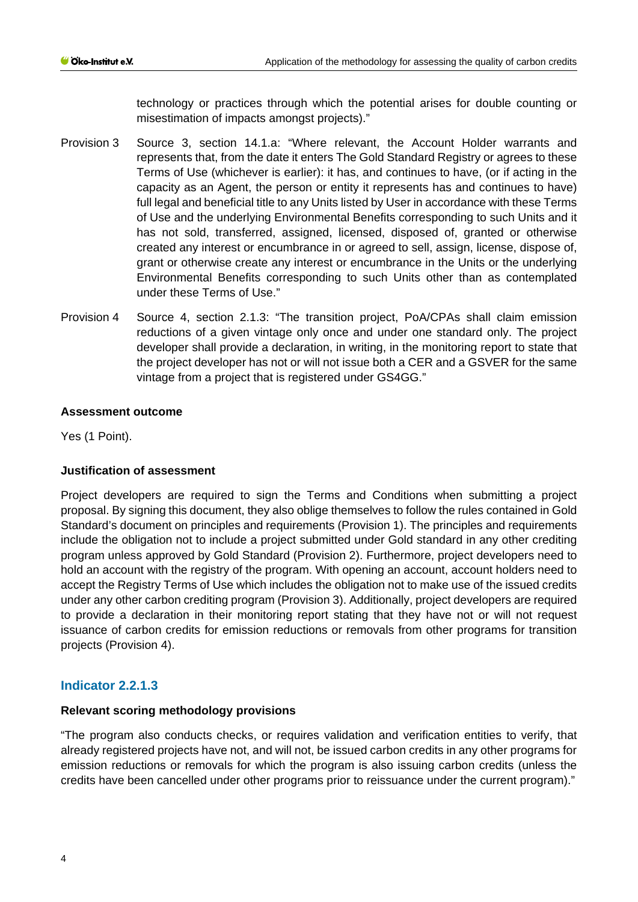technology or practices through which the potential arises for double counting or misestimation of impacts amongst projects)."

Provision 3 Source 3, section 14.1.a: "Where relevant, the Account Holder warrants and represents that, from the date it enters The Gold Standard Registry or agrees to these Terms of Use (whichever is earlier): it has, and continues to have, (or if acting in the capacity as an Agent, the person or entity it represents has and continues to have) full legal and beneficial title to any Units listed by User in accordance with these Terms of Use and the underlying Environmental Benefits corresponding to such Units and it has not sold, transferred, assigned, licensed, disposed of, granted or otherwise created any interest or encumbrance in or agreed to sell, assign, license, dispose of, grant or otherwise create any interest or encumbrance in the Units or the underlying Environmental Benefits corresponding to such Units other than as contemplated under these Terms of Use."

Provision 4 Source 4, section 2.1.3: "The transition project, PoA/CPAs shall claim emission reductions of a given vintage only once and under one standard only. The project developer shall provide a declaration, in writing, in the monitoring report to state that the project developer has not or will not issue both a CER and a GSVER for the same vintage from a project that is registered under GS4GG."

**Assessment outcome**

Yes (1 Point).

**Justification of assessment**

Project developers are required to sign the Terms and Conditions when submitting a project proposal. By signing this document, they also oblige themselves to follow the rules contained in Gold Standard's document on principles and requirements (Provision 1). The principles and requirements include the obligation not to include a project submitted under Gold standard in any other crediting program unless approved by Gold Standard (Provision 2). Furthermore, project developers need to hold an account with the registry of the program. With opening an account, account holders need to accept the Registry Terms of Use which includes the obligation not to make use of the issued credits under any other carbon crediting program (Provision 3). Additionally, project developers are required to provide a declaration in their monitoring report stating that they have not or will not request issuance of carbon credits for emission reductions or removals from other programs for transition projects (Provision 4).

## Indicator 2.2.1.3

**Relevant scoring methodology provisions**

"The program also conducts checks, or requires validation and verification entities to verify, that already registered projects have not, and will not, be issued carbon credits in any other programs for emission reductions or removals for which the program is also issuing carbon credits (unless the credits have been cancelled under other programs prior to reissuance under the current program)."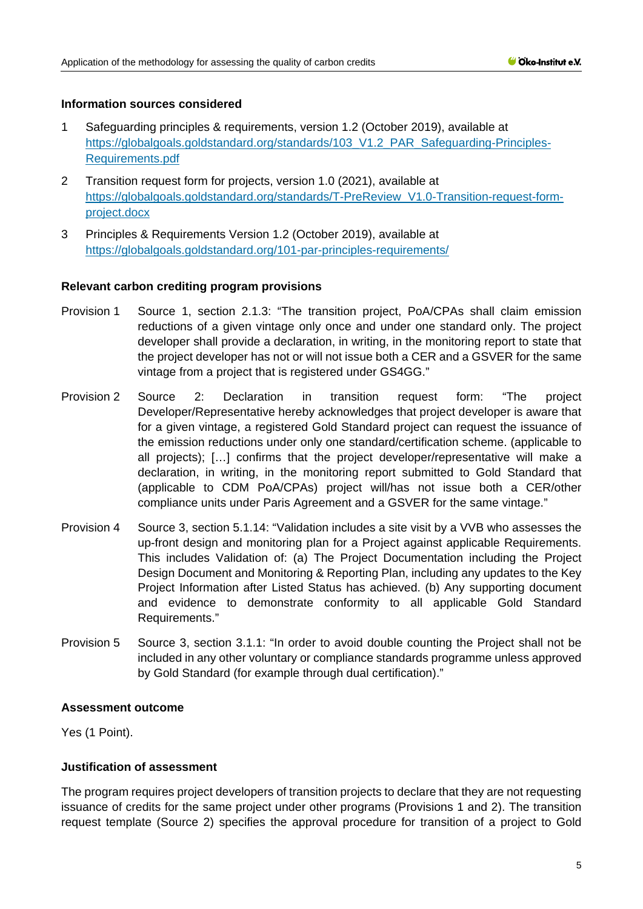**Information sources considered**

1. Safeguarding principles & requirements, version 1.2 (October 2019), available at https://globalgoals.goldstandard.org/standards/103_V1.2_PAR_Safeguarding-Principles-Requirements.pdf
2. Transition request form for projects, version 1.0 (2021), available at https://globalgoals.goldstandard.org/standards/T-PreReview_V1.0-Transition-request-form-project.docx
3. Principles & Requirements Version 1.2 (October 2019), available at https://globalgoals.goldstandard.org/101-par-principles-requirements/

**Relevant carbon crediting program provisions**

Provision 1 Source 1, section 2.1.3: "The transition project, PoA/CPAs shall claim emission reductions of a given vintage only once and under one standard only. The project developer shall provide a declaration, in writing, in the monitoring report to state that the project developer has not or will not issue both a CER and a GSVER for the same vintage from a project that is registered under GS4GG."

Provision 2 Source 2: Declaration in transition request form: "The project Developer/Representative hereby acknowledges that project developer is aware that for a given vintage, a registered Gold Standard project can request the issuance of the emission reductions under only one standard/certification scheme. (applicable to all projects); […] confirms that the project developer/representative will make a declaration, in writing, in the monitoring report submitted to Gold Standard that (applicable to CDM PoA/CPAs) project will/has not issue both a CER/other compliance units under Paris Agreement and a GSVER for the same vintage."

Provision 4 Source 3, section 5.1.14: "Validation includes a site visit by a VVB who assesses the up-front design and monitoring plan for a Project against applicable Requirements. This includes Validation of: (a) The Project Documentation including the Project Design Document and Monitoring & Reporting Plan, including any updates to the Key Project Information after Listed Status has achieved. (b) Any supporting document and evidence to demonstrate conformity to all applicable Gold Standard Requirements."

Provision 5 Source 3, section 3.1.1: "In order to avoid double counting the Project shall not be included in any other voluntary or compliance standards programme unless approved by Gold Standard (for example through dual certification)."

**Assessment outcome**

Yes (1 Point).

**Justification of assessment**

The program requires project developers of transition projects to declare that they are not requesting issuance of credits for the same project under other programs (Provisions 1 and 2). The transition request template (Source 2) specifies the approval procedure for transition of a project to Gold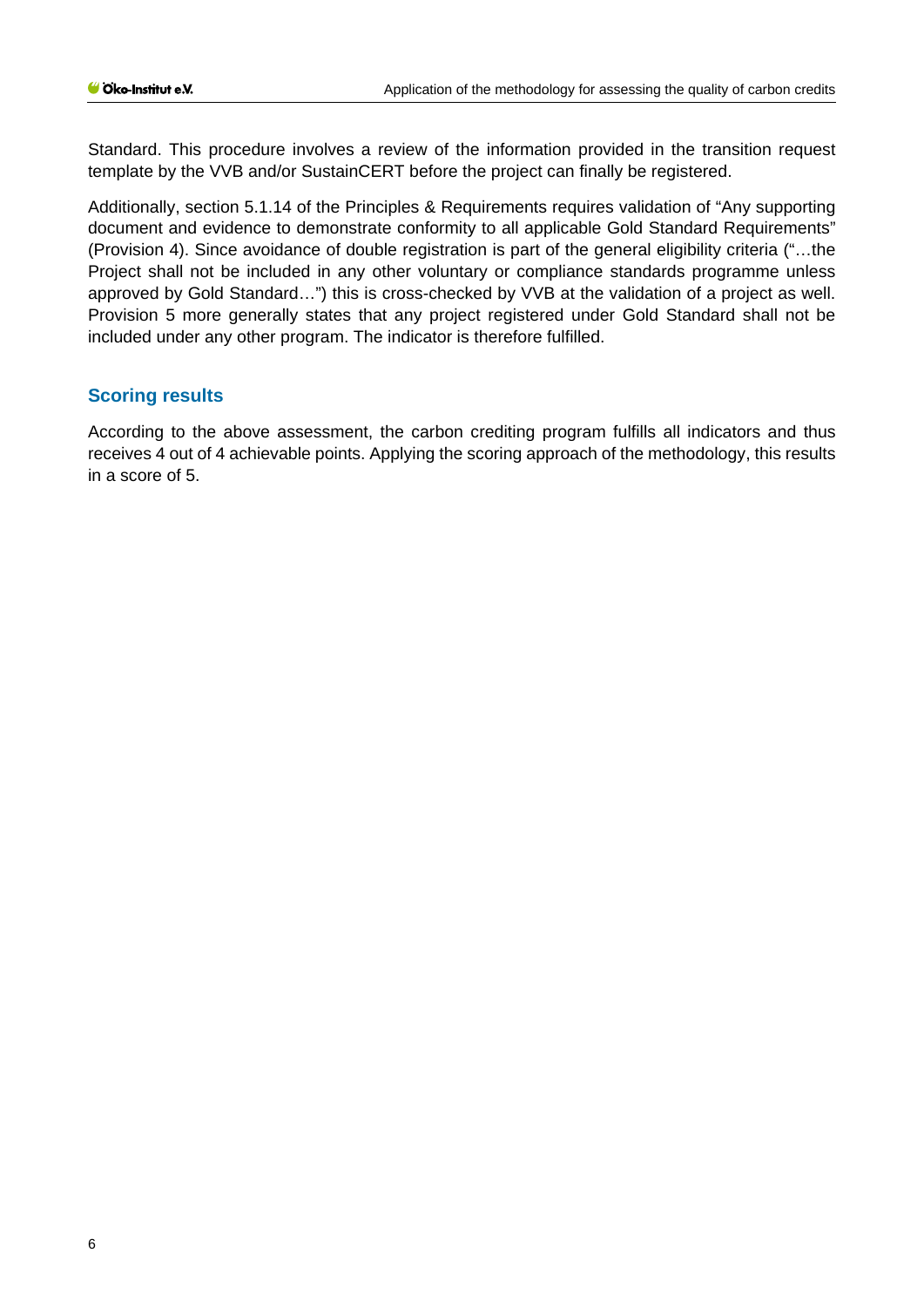Standard. This procedure involves a review of the information provided in the transition request template by the VVB and/or SustainCERT before the project can finally be registered.

Additionally, section 5.1.14 of the Principles & Requirements requires validation of "Any supporting document and evidence to demonstrate conformity to all applicable Gold Standard Requirements" (Provision 4). Since avoidance of double registration is part of the general eligibility criteria ("…the Project shall not be included in any other voluntary or compliance standards programme unless approved by Gold Standard…") this is cross-checked by VVB at the validation of a project as well. Provision 5 more generally states that any project registered under Gold Standard shall not be included under any other program. The indicator is therefore fulfilled.

### Scoring results

According to the above assessment, the carbon crediting program fulfills all indicators and thus receives 4 out of 4 achievable points. Applying the scoring approach of the methodology, this results in a score of 5.